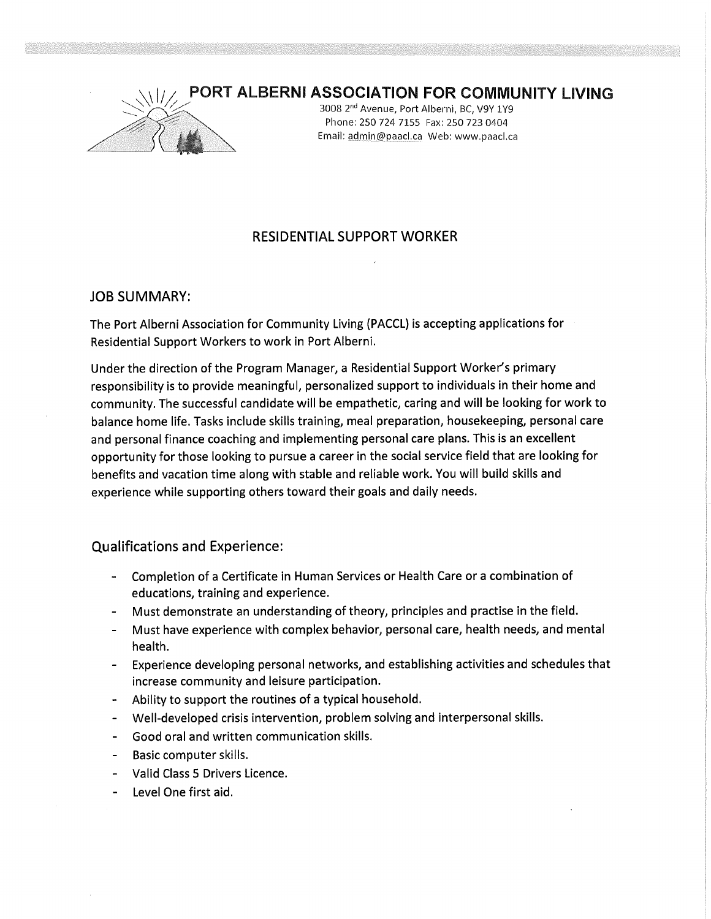# PORT ALBERNI ASSOCIATION FOR COMMUNITY LIVING

3008 2nd Avenue, Port Alberni, BC, V9Y 1Y9
Phone: 250 724 7155 Fax: 250 723 0404
Email: admin@paacl.ca Web: www.paacl.ca

## RESIDENTIAL SUPPORT WORKER

### JOB SUMMARY:

The Port Alberni Association for Community Living (PACCL) is accepting applications for Residential Support Workers to work in Port Alberni.

Under the direction of the Program Manager, a Residential Support Worker's primary responsibility is to provide meaningful, personalized support to individuals in their home and community. The successful candidate will be empathetic, caring and will be looking for work to balance home life. Tasks include skills training, meal preparation, housekeeping, personal care and personal finance coaching and implementing personal care plans. This is an excellent opportunity for those looking to pursue a career in the social service field that are looking for benefits and vacation time along with stable and reliable work. You will build skills and experience while supporting others toward their goals and daily needs.

### Qualifications and Experience:

- Completion of a Certificate in Human Services or Health Care or a combination of educations, training and experience.
- Must demonstrate an understanding of theory, principles and practise in the field.
- Must have experience with complex behavior, personal care, health needs, and mental health.
- Experience developing personal networks, and establishing activities and schedules that increase community and leisure participation.
- Ability to support the routines of a typical household.
- Well-developed crisis intervention, problem solving and interpersonal skills.
- Good oral and written communication skills.
- Basic computer skills.
- Valid Class 5 Drivers Licence.
- Level One first aid.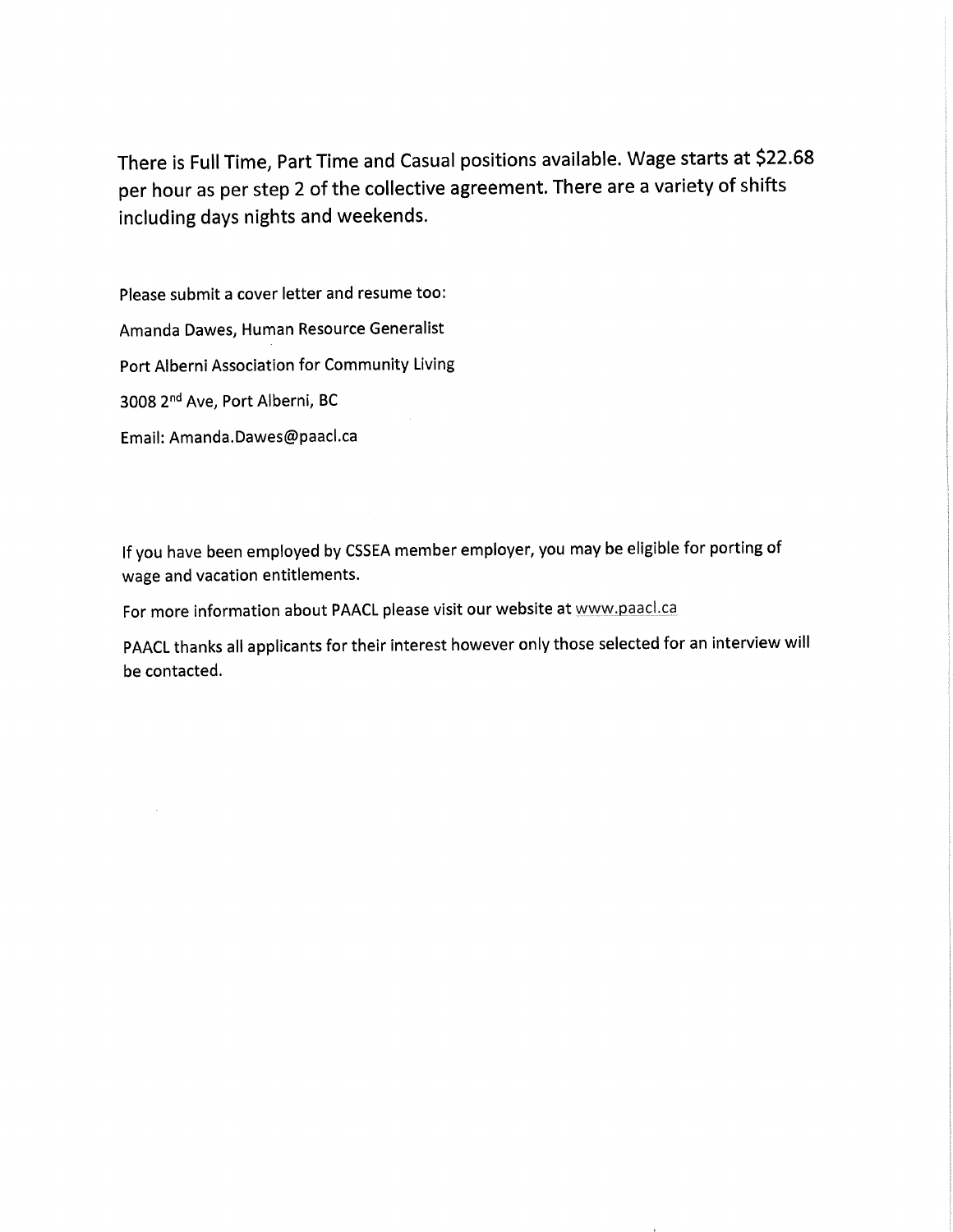There is Full Time, Part Time and Casual positions available. Wage starts at $22.68 per hour as per step 2 of the collective agreement. There are a variety of shifts including days nights and weekends.

Please submit a cover letter and resume too:

Amanda Dawes, Human Resource Generalist

Port Alberni Association for Community Living

3008 2nd Ave, Port Alberni, BC

Email: Amanda.Dawes@paacl.ca

If you have been employed by CSSEA member employer, you may be eligible for porting of wage and vacation entitlements.

For more information about PAACL please visit our website at www.paacl.ca

PAACL thanks all applicants for their interest however only those selected for an interview will be contacted.